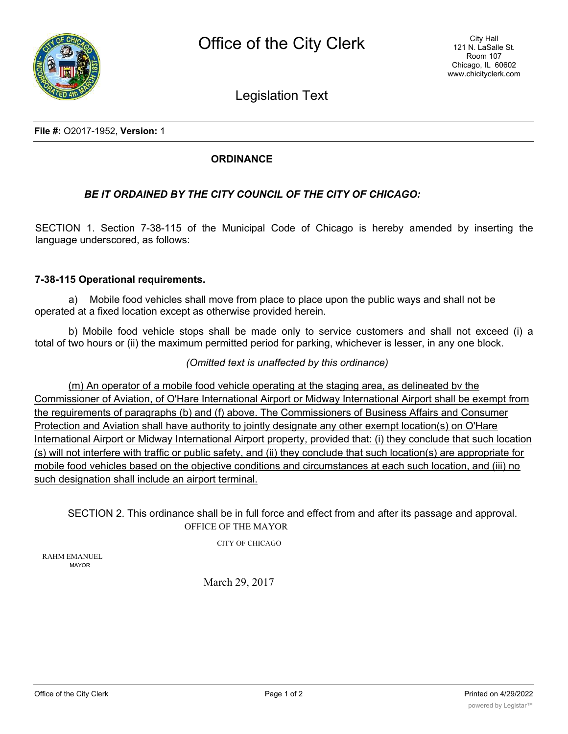# Office of the City Clerk

City Hall
121 N. LaSalle St.
Room 107
Chicago, IL 60602
www.chicityclerk.com

## Legislation Text

**File #:** O2017-1952, **Version:** 1

**ORDINANCE**

***BE IT ORDAINED BY THE CITY COUNCIL OF THE CITY OF CHICAGO:***

SECTION 1. Section 7-38-115 of the Municipal Code of Chicago is hereby amended by inserting the language underscored, as follows:

**7-38-115 Operational requirements.**

a) Mobile food vehicles shall move from place to place upon the public ways and shall not be operated at a fixed location except as otherwise provided herein.

b) Mobile food vehicle stops shall be made only to service customers and shall not exceed (i) a total of two hours or (ii) the maximum permitted period for parking, whichever is lesser, in any one block.

*(Omitted text is unaffected by this ordinance)*

<u>(m) An operator of a mobile food vehicle operating at the staging area, as delineated bv the Commissioner of Aviation, of O'Hare International Airport or Midway International Airport shall be exempt from the requirements of paragraphs (b) and (f) above. The Commissioners of Business Affairs and Consumer Protection and Aviation shall have authority to jointly designate any other exempt location(s) on O'Hare International Airport or Midway International Airport property, provided that: (i) they conclude that such location (s) will not interfere with traffic or public safety, and (ii) they conclude that such location(s) are appropriate for mobile food vehicles based on the objective conditions and circumstances at each such location, and (iii) no such designation shall include an airport terminal.</u>

SECTION 2. This ordinance shall be in full force and effect from and after its passage and approval.

OFFICE OF THE MAYOR

CITY OF CHICAGO

RAHM EMANUEL
MAYOR

March 29, 2017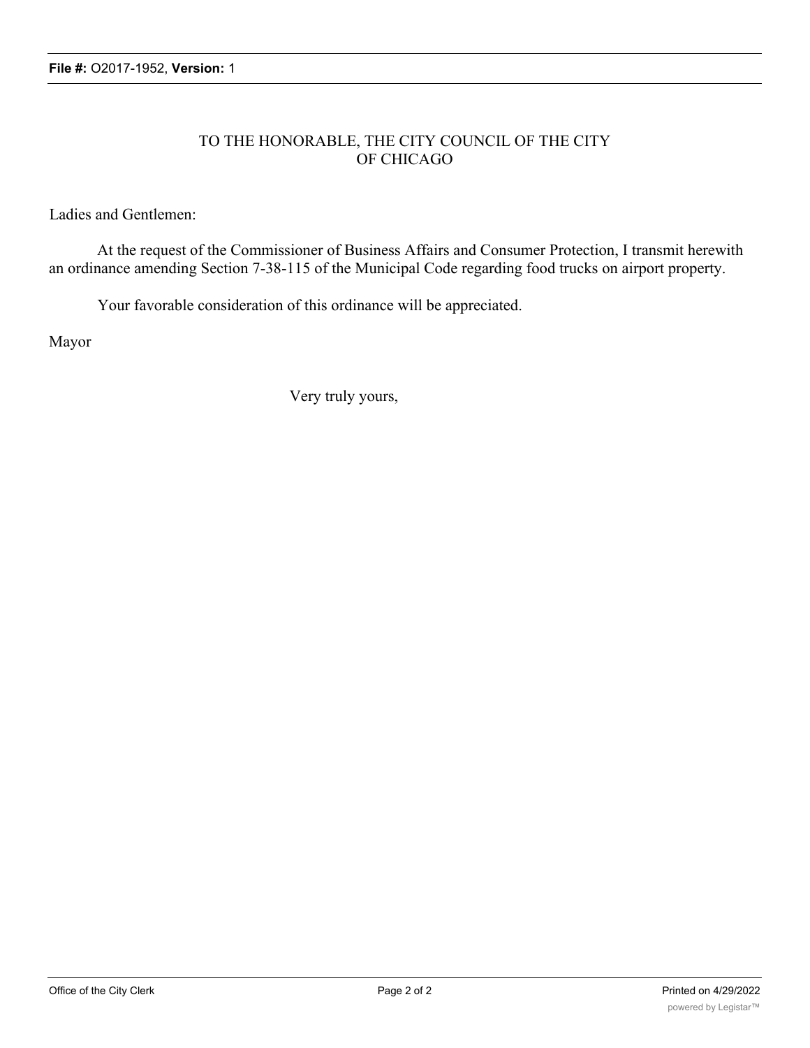TO THE HONORABLE, THE CITY COUNCIL OF THE CITY OF CHICAGO

Ladies and Gentlemen:

At the request of the Commissioner of Business Affairs and Consumer Protection, I transmit herewith an ordinance amending Section 7-38-115 of the Municipal Code regarding food trucks on airport property.

Your favorable consideration of this ordinance will be appreciated.

Mayor

Very truly yours,